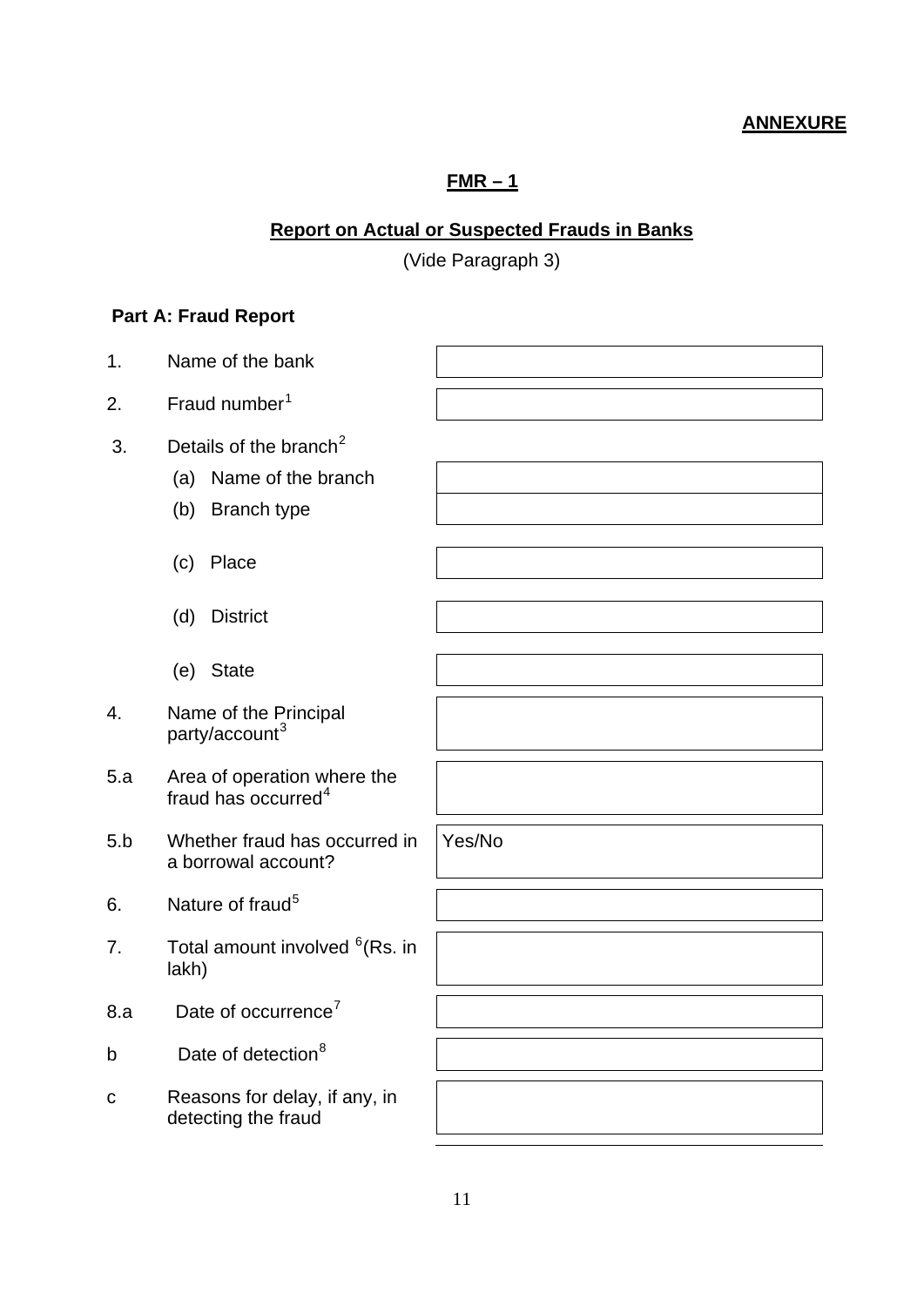**ANNEXURE**

# FMR – 1

## Report on Actual or Suspected Frauds in Banks

(Vide Paragraph 3)

### Part A: Fraud Report

| | | |
|---|---|---|
| 1. | Name of the bank | |
| 2. | Fraud number[1] | |
| 3. | Details of the branch[2] | |
| | (a) Name of the branch | |
| | (b) Branch type | |
| | (c) Place | |
| | (d) District | |
| | (e) State | |
| 4. | Name of the Principal party/account[3] | |
| 5.a | Area of operation where the fraud has occurred[4] | |
| 5.b | Whether fraud has occurred in a borrowal account? | Yes/No |
| 6. | Nature of fraud[5] | |
| 7. | Total amount involved [6](Rs. in lakh) | |
| 8.a | Date of occurrence[7] | |
| b | Date of detection[8] | |
| c | Reasons for delay, if any, in detecting the fraud | |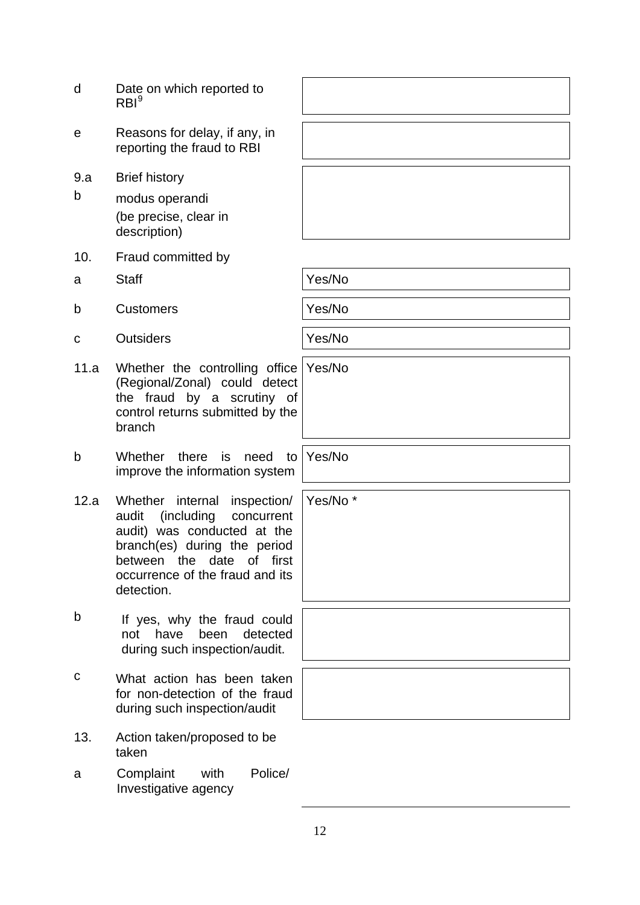| | | |
|---|---|---|
| d | Date on which reported to RBI[9] | |
| e | Reasons for delay, if any, in reporting the fraud to RBI | |
| 9.a | Brief history | |
| b | modus operandi (be precise, clear in description) | |
| 10. | Fraud committed by | |
| a | Staff | Yes/No |
| b | Customers | Yes/No |
| c | Outsiders | Yes/No |
| 11.a | Whether the controlling office (Regional/Zonal) could detect the fraud by a scrutiny of control returns submitted by the branch | Yes/No |
| b | Whether there is need to improve the information system | Yes/No |
| 12.a | Whether internal inspection/ audit (including concurrent audit) was conducted at the branch(es) during the period between the date of first occurrence of the fraud and its detection. | Yes/No * |
| b | If yes, why the fraud could not have been detected during such inspection/audit. | |
| c | What action has been taken for non-detection of the fraud during such inspection/audit | |
| 13. | Action taken/proposed to be taken | |
| a | Complaint with Police/ Investigative agency | |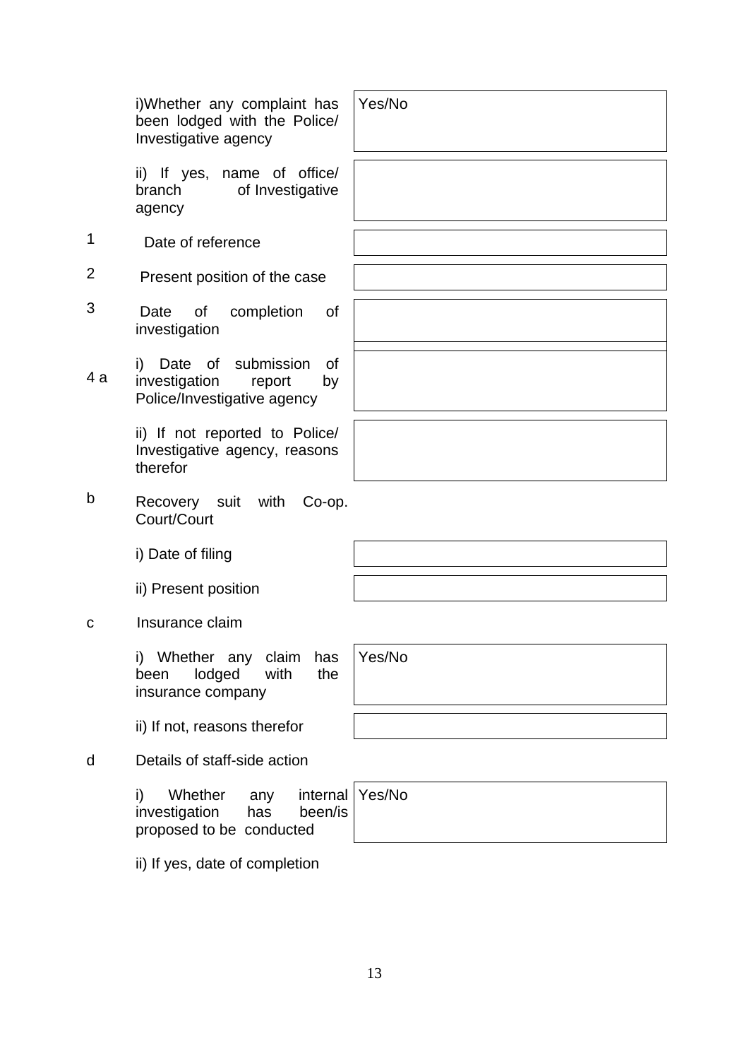| | | |
|---|---|---|
| | i)Whether any complaint has been lodged with the Police/ Investigative agency | Yes/No |
| | ii) If yes, name of office/ branch of Investigative agency | |
| 1 | Date of reference | |
| 2 | Present position of the case | |
| 3 | Date of completion of investigation | |
| 4 a | i) Date of submission of investigation report by Police/Investigative agency | |
| | ii) If not reported to Police/ Investigative agency, reasons therefor | |
| b | Recovery suit with Co-op. Court/Court | |
| | i) Date of filing | |
| | ii) Present position | |
| c | Insurance claim | |
| | i) Whether any claim has been lodged with the insurance company | Yes/No |
| | ii) If not, reasons therefor | |
| d | Details of staff-side action | |
| | i) Whether any internal investigation has been/is proposed to be conducted | Yes/No |
| | ii) If yes, date of completion | |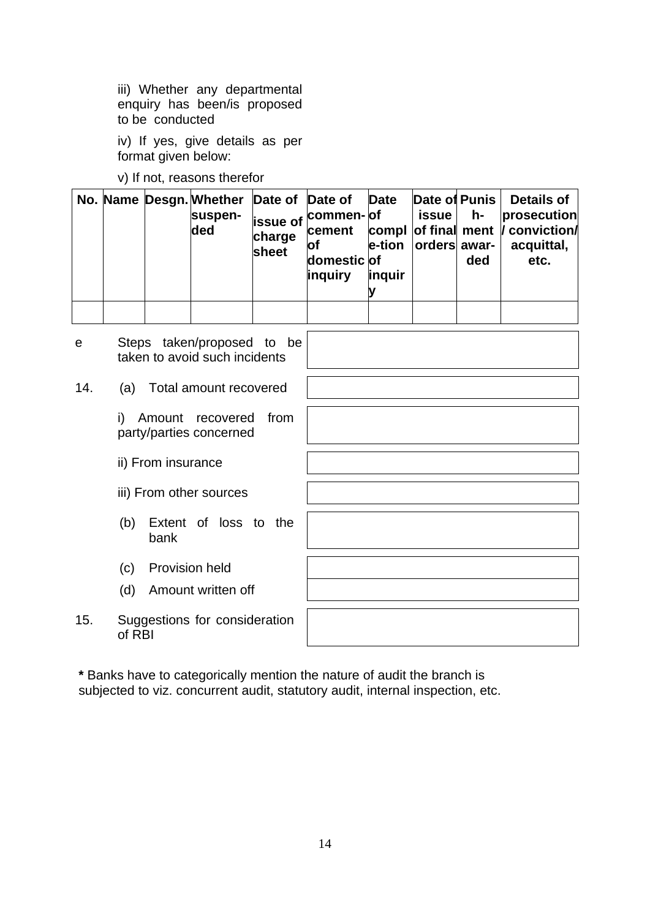iii) Whether any departmental enquiry has been/is proposed to be conducted

iv) If yes, give details as per format given below:

v) If not, reasons therefor

| No. | Name | Desgn. | Whether suspen-ded | Date of issue of charge sheet | Date of commen-cement of domestic inquiry | Date of compl e-tion of inquiry | Date of issue of final orders | Punis h-ment awar-ded | Details of prosecution / conviction/ acquittal, etc. |
|---|---|---|---|---|---|---|---|---|---|
| | | | | | | | | | |

| | | |
|---|---|---|
| e | Steps taken/proposed to be taken to avoid such incidents | |
| 14. | (a) Total amount recovered | |
| | i) Amount recovered from party/parties concerned | |
| | ii) From insurance | |
| | iii) From other sources | |
| | (b) Extent of loss to the bank | |
| | (c) Provision held | |
| | (d) Amount written off | |
| 15. | Suggestions for consideration of RBI | |

**\*** Banks have to categorically mention the nature of audit the branch is subjected to viz. concurrent audit, statutory audit, internal inspection, etc.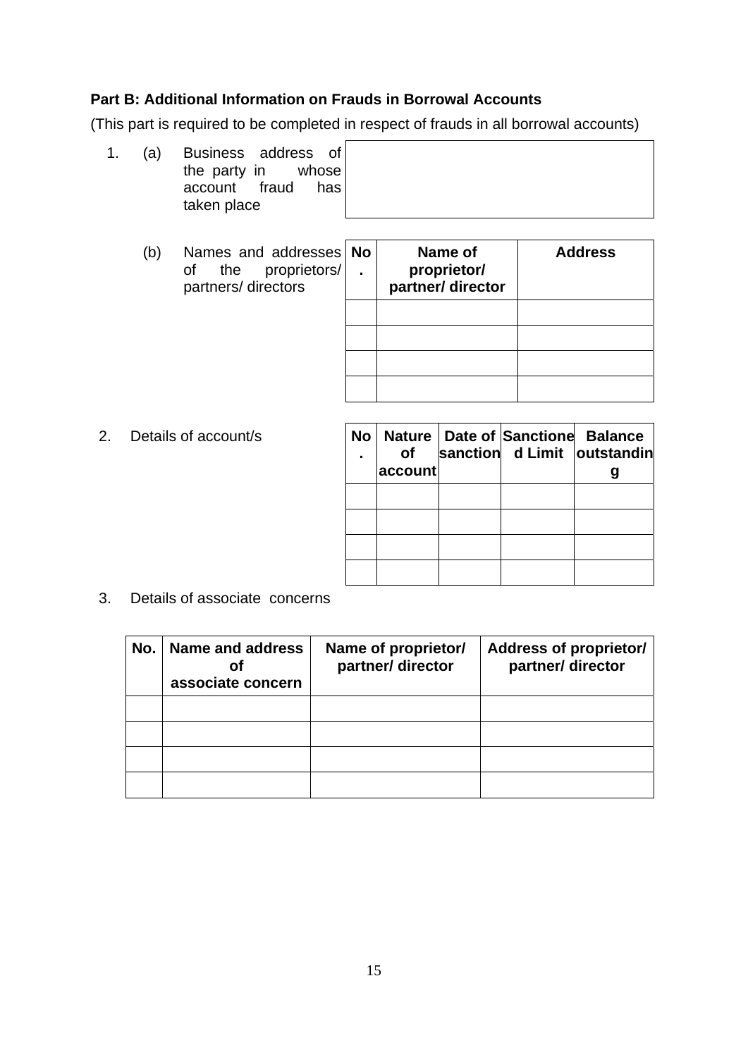**Part B: Additional Information on Frauds in Borrowal Accounts**

(This part is required to be completed in respect of frauds in all borrowal accounts)

1. (a) Business address of the party in whose account fraud has taken place

|  |
|---|
|  |

(b) Names and addresses of the proprietors/ partners/ directors

| No. | Name of proprietor/ partner/ director | Address |
|---|---|---|
|  |  |  |
|  |  |  |
|  |  |  |
|  |  |  |

2. Details of account/s

| No. | Nature of account | Date of sanction | Sanctioned Limit | Balance outstanding |
|---|---|---|---|---|
|  |  |  |  |  |
|  |  |  |  |  |
|  |  |  |  |  |
|  |  |  |  |  |

3. Details of associate concerns

| No. | Name and address of associate concern | Name of proprietor/ partner/ director | Address of proprietor/ partner/ director |
|---|---|---|---|
|  |  |  |  |
|  |  |  |  |
|  |  |  |  |
|  |  |  |  |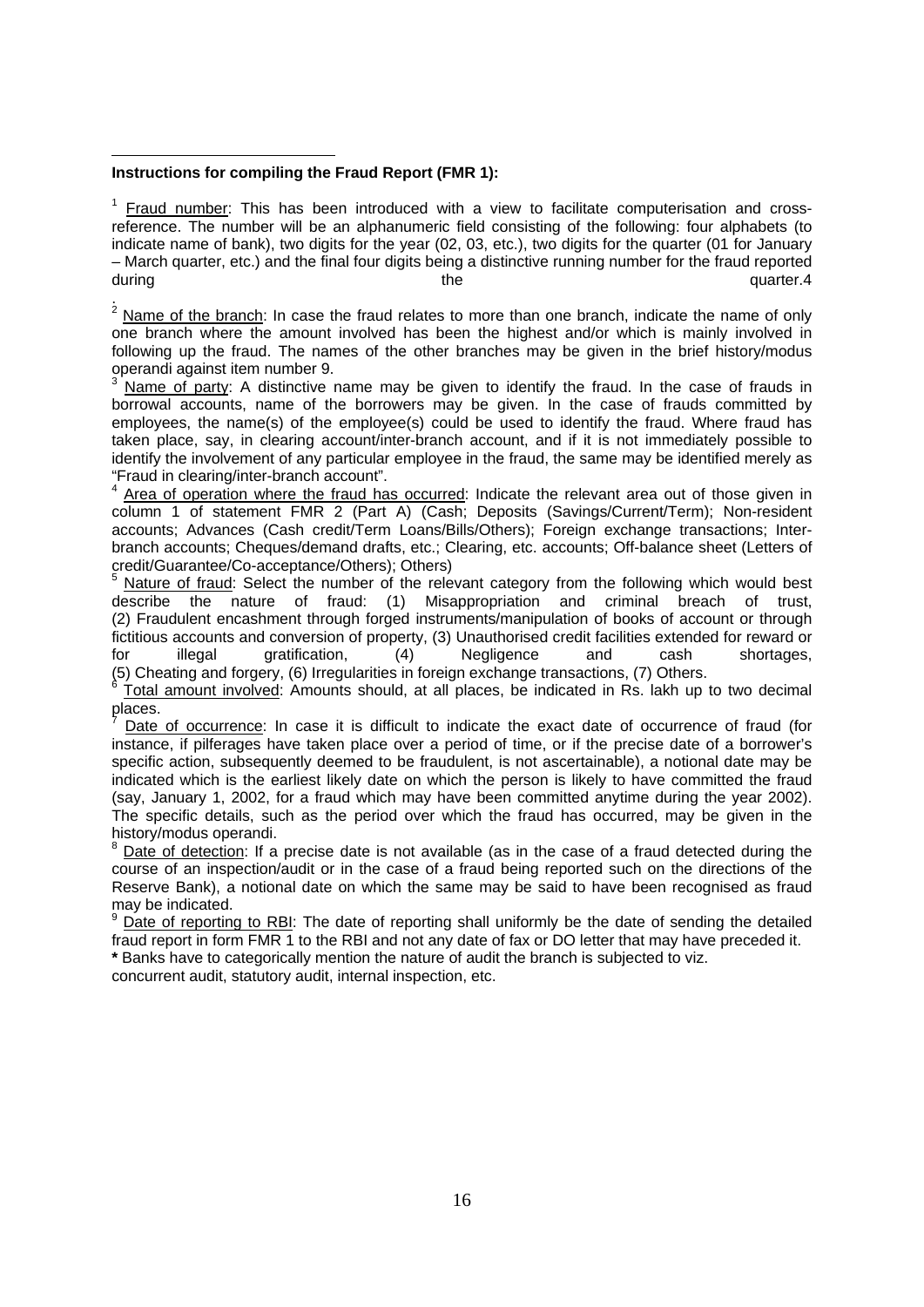**Instructions for compiling the Fraud Report (FMR 1):**

[1] Fraud number: This has been introduced with a view to facilitate computerisation and cross-reference. The number will be an alphanumeric field consisting of the following: four alphabets (to indicate name of bank), two digits for the year (02, 03, etc.), two digits for the quarter (01 for January – March quarter, etc.) and the final four digits being a distinctive running number for the fraud reported during the quarter.4

[2] Name of the branch: In case the fraud relates to more than one branch, indicate the name of only one branch where the amount involved has been the highest and/or which is mainly involved in following up the fraud. The names of the other branches may be given in the brief history/modus operandi against item number 9.

[3] Name of party: A distinctive name may be given to identify the fraud. In the case of frauds in borrowal accounts, name of the borrowers may be given. In the case of frauds committed by employees, the name(s) of the employee(s) could be used to identify the fraud. Where fraud has taken place, say, in clearing account/inter-branch account, and if it is not immediately possible to identify the involvement of any particular employee in the fraud, the same may be identified merely as "Fraud in clearing/inter-branch account".

[4] Area of operation where the fraud has occurred: Indicate the relevant area out of those given in column 1 of statement FMR 2 (Part A) (Cash; Deposits (Savings/Current/Term); Non-resident accounts; Advances (Cash credit/Term Loans/Bills/Others); Foreign exchange transactions; Inter-branch accounts; Cheques/demand drafts, etc.; Clearing, etc. accounts; Off-balance sheet (Letters of credit/Guarantee/Co-acceptance/Others); Others)

[5] Nature of fraud: Select the number of the relevant category from the following which would best describe the nature of fraud: (1) Misappropriation and criminal breach of trust, (2) Fraudulent encashment through forged instruments/manipulation of books of account or through fictitious accounts and conversion of property, (3) Unauthorised credit facilities extended for reward or for illegal gratification, (4) Negligence and cash shortages, (5) Cheating and forgery, (6) Irregularities in foreign exchange transactions, (7) Others.

[6] Total amount involved: Amounts should, at all places, be indicated in Rs. lakh up to two decimal places.

[7] Date of occurrence: In case it is difficult to indicate the exact date of occurrence of fraud (for instance, if pilferages have taken place over a period of time, or if the precise date of a borrower's specific action, subsequently deemed to be fraudulent, is not ascertainable), a notional date may be indicated which is the earliest likely date on which the person is likely to have committed the fraud (say, January 1, 2002, for a fraud which may have been committed anytime during the year 2002). The specific details, such as the period over which the fraud has occurred, may be given in the history/modus operandi.

[8] Date of detection: If a precise date is not available (as in the case of a fraud detected during the course of an inspection/audit or in the case of a fraud being reported such on the directions of the Reserve Bank), a notional date on which the same may be said to have been recognised as fraud may be indicated.

[9] Date of reporting to RBI: The date of reporting shall uniformly be the date of sending the detailed fraud report in form FMR 1 to the RBI and not any date of fax or DO letter that may have preceded it.

**\*** Banks have to categorically mention the nature of audit the branch is subjected to viz. concurrent audit, statutory audit, internal inspection, etc.